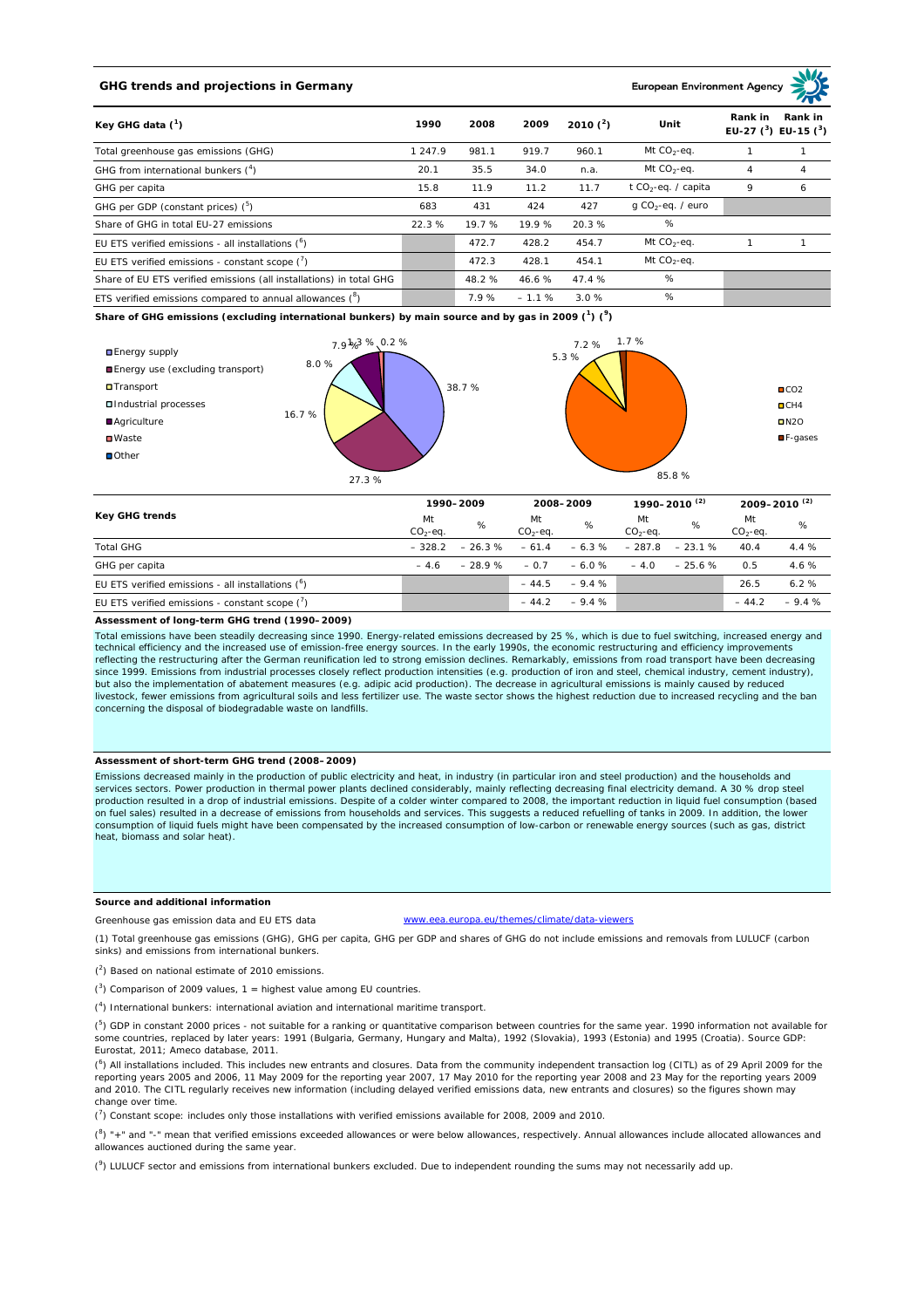## GHG trends and projections in Germany

European Environment Agency

| Key GHG data [1] | 1990 | 2008 | 2009 | 2010 [2] | Unit | Rank in EU-27 [3] | Rank in EU-15 [3] |
|---|---|---|---|---|---|---|---|
| Total greenhouse gas emissions (GHG) | 1 247.9 | 981.1 | 919.7 | 960.1 | Mt $CO_2$-eq. | 1 | 1 |
| GHG from international bunkers [4] | 20.1 | 35.5 | 34.0 | n.a. | Mt $CO_2$-eq. | 4 | 4 |
| GHG per capita | 15.8 | 11.9 | 11.2 | 11.7 | t $CO_2$-eq. / capita | 9 | 6 |
| GHG per GDP (constant prices) [5] | 683 | 431 | 424 | 427 | g $CO_2$-eq. / euro | | |
| Share of GHG in total EU-27 emissions | 22.3 % | 19.7 % | 19.9 % | 20.3 % | % | | |
| EU ETS verified emissions - all installations [6] | | 472.7 | 428.2 | 454.7 | Mt $CO_2$-eq. | 1 | 1 |
| EU ETS verified emissions - constant scope [7] | | 472.3 | 428.1 | 454.1 | Mt $CO_2$-eq. | | |
| Share of EU ETS verified emissions (all installations) in total GHG | | 48.2 % | 46.6 % | 47.4 % | % | | |
| ETS verified emissions compared to annual allowances [8] | | 7.9 % | – 1.1 % | 3.0 % | % | | |

**Share of GHG emissions (excluding international bunkers) by main source and by gas in 2009 [1] [9]**

By main source: Energy supply 38.7 %; Energy use (excluding transport) 27.3 %; Transport 16.7 %; Industrial processes 8.0 %; Agriculture 7.9 %; Waste 1.3 %; Other 0.2 %

By gas: $CO_2$ 85.8 %; $CH_4$ 5.3 %; $N_2O$ 7.2 %; F-gases 1.7 %

| Key GHG trends | 1990–2009 | | 2008–2009 | | 1990–2010 [2] | | 2009–2010 [2] | |
|---|---|---|---|---|---|---|---|---|
| | Mt $CO_2$-eq. | % | Mt $CO_2$-eq. | % | Mt $CO_2$-eq. | % | Mt $CO_2$-eq. | % |
| Total GHG | – 328.2 | – 26.3 % | – 61.4 | – 6.3 % | – 287.8 | – 23.1 % | 40.4 | 4.4 % |
| GHG per capita | – 4.6 | – 28.9 % | – 0.7 | – 6.0 % | – 4.0 | – 25.6 % | 0.5 | 4.6 % |
| EU ETS verified emissions - all installations [6] | | | – 44.5 | – 9.4 % | | | 26.5 | 6.2 % |
| EU ETS verified emissions - constant scope [7] | | | – 44.2 | – 9.4 % | | | – 44.2 | – 9.4 % |

### Assessment of long-term GHG trend (1990–2009)

Total emissions have been steadily decreasing since 1990. Energy-related emissions decreased by 25 %, which is due to fuel switching, increased energy and technical efficiency and the increased use of emission-free energy sources. In the early 1990s, the economic restructuring and efficiency improvements reflecting the restructuring after the German reunification led to strong emission declines. Remarkably, emissions from road transport have been decreasing since 1999. Emissions from industrial processes closely reflect production intensities (e.g. production of iron and steel, chemical industry, cement industry), but also the implementation of abatement measures (e.g. adipic acid production). The decrease in agricultural emissions is mainly caused by reduced livestock, fewer emissions from agricultural soils and less fertilizer use. The waste sector shows the highest reduction due to increased recycling and the ban concerning the disposal of biodegradable waste on landfills.

### Assessment of short-term GHG trend (2008–2009)

Emissions decreased mainly in the production of public electricity and heat, in industry (in particular iron and steel production) and the households and services sectors. Power production in thermal power plants declined considerably, mainly reflecting decreasing final electricity demand. A 30 % drop steel production resulted in a drop of industrial emissions. Despite of a colder winter compared to 2008, the important reduction in liquid fuel consumption (based on fuel sales) resulted in a decrease of emissions from households and services. This suggests a reduced refuelling of tanks in 2009. In addition, the lower consumption of liquid fuels might have been compensated by the increased consumption of low-carbon or renewable energy sources (such as gas, district heat, biomass and solar heat).

### Source and additional information

Greenhouse gas emission data and EU ETS data www.eea.europa.eu/themes/climate/data-viewers

(1) Total greenhouse gas emissions (GHG), GHG per capita, GHG per GDP and shares of GHG do not include emissions and removals from LULUCF (carbon sinks) and emissions from international bunkers.

(2) Based on national estimate of 2010 emissions.

(3) Comparison of 2009 values, 1 = highest value among EU countries.

(4) International bunkers: international aviation and international maritime transport.

(5) GDP in constant 2000 prices - not suitable for a ranking or quantitative comparison between countries for the same year. 1990 information not available for some countries, replaced by later years: 1991 (Bulgaria, Germany, Hungary and Malta), 1992 (Slovakia), 1993 (Estonia) and 1995 (Croatia). Source GDP: Eurostat, 2011; Ameco database, 2011.

(6) All installations included. This includes new entrants and closures. Data from the community independent transaction log (CITL) as of 29 April 2009 for the reporting years 2005 and 2006, 11 May 2009 for the reporting year 2007, 17 May 2010 for the reporting year 2008 and 23 May for the reporting years 2009 and 2010. The CITL regularly receives new information (including delayed verified emissions data, new entrants and closures) so the figures shown may change over time.

(7) Constant scope: includes only those installations with verified emissions available for 2008, 2009 and 2010.

(8) "+" and "-" mean that verified emissions exceeded allowances or were below allowances, respectively. Annual allowances include allocated allowances and allowances auctioned during the same year.

(9) LULUCF sector and emissions from international bunkers excluded. Due to independent rounding the sums may not necessarily add up.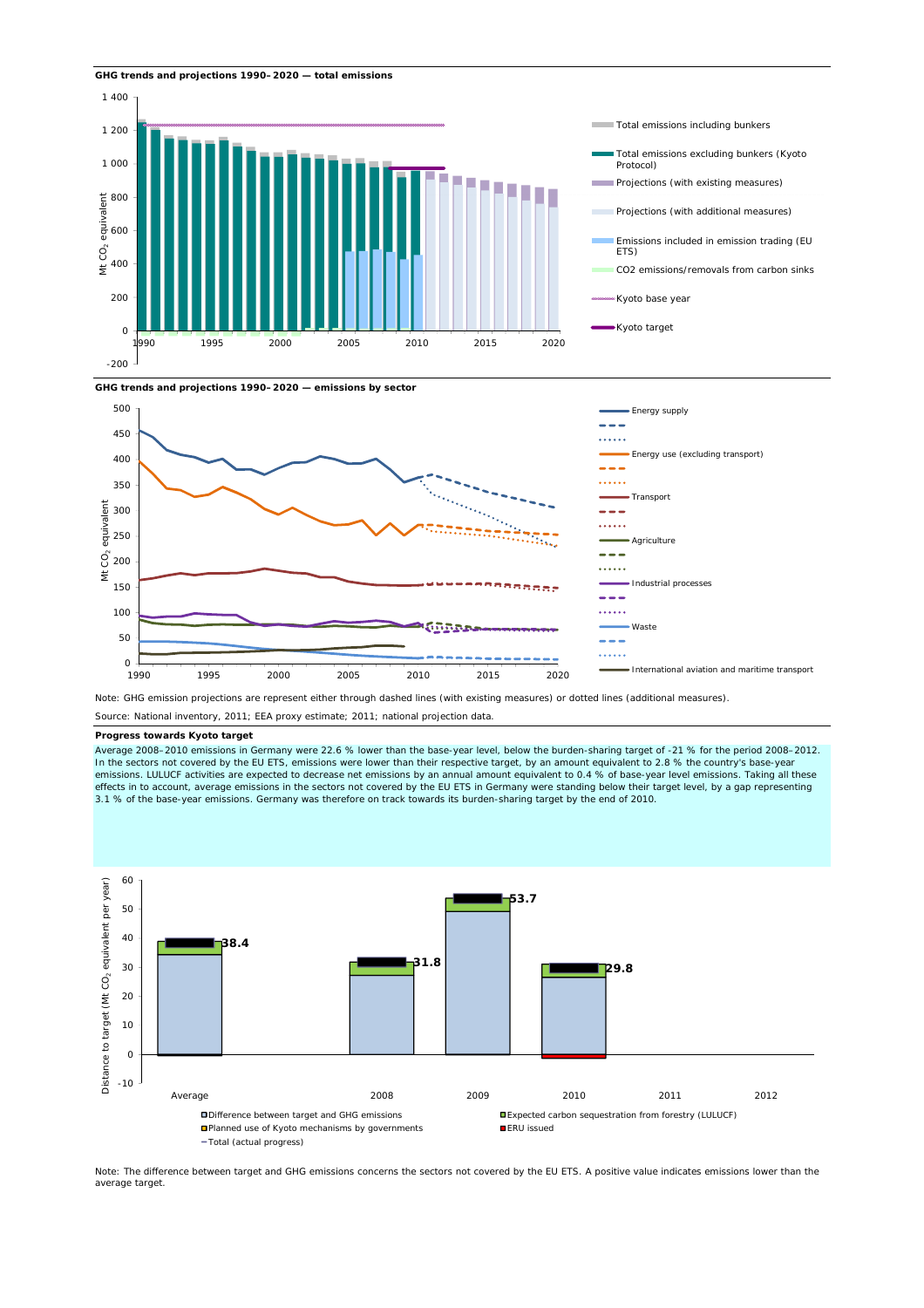**GHG trends and projections 1990–2020 — total emissions**

1 400
1 200
1 000
800
600
400
200
0
-200

Mt $CO_2$ equivalent

1990
1995
2000
2005
2010
2015
2020

Total emissions including bunkers
Total emissions excluding bunkers (Kyoto Protocol)
Projections (with existing measures)
Projections (with additional measures)
Emissions included in emission trading (EU ETS)
CO2 emissions/removals from carbon sinks
Kyoto base year
Kyoto target

**GHG trends and projections 1990–2020 — emissions by sector**

500
450
400
350
300
250
200
150
100
50
0

Mt $CO_2$ equivalent

1990
1995
2000
2005
2010
2015
2020

Energy supply
Energy use (excluding transport)
Transport
Agriculture
Industrial processes
Waste
International aviation and maritime transport

Note: GHG emission projections are represent either through dashed lines (with existing measures) or dotted lines (additional measures).

Source: National inventory, 2011; EEA proxy estimate; 2011; national projection data.

**Progress towards Kyoto target**

Average 2008–2010 emissions in Germany were 22.6 % lower than the base-year level, below the burden-sharing target of -21 % for the period 2008–2012. In the sectors not covered by the EU ETS, emissions were lower than their respective target, by an amount equivalent to 2.8 % the country's base-year emissions. LULUCF activities are expected to decrease net emissions by an annual amount equivalent to 0.4 % of base-year level emissions. Taking all these effects in to account, average emissions in the sectors not covered by the EU ETS in Germany were standing below their target level, by a gap representing 3.1 % of the base-year emissions. Germany was therefore on track towards its burden-sharing target by the end of 2010.

60
50
40
30
20
10
0
-10

Distance to target (Mt $CO_2$ equivalent per year)

38.4
31.8
53.7
29.8

Average
2008
2009
2010
2011
2012

Difference between target and GHG emissions
Expected carbon sequestration from forestry (LULUCF)
Planned use of Kyoto mechanisms by governments
ERU issued
Total (actual progress)

Note: The difference between target and GHG emissions concerns the sectors not covered by the EU ETS. A positive value indicates emissions lower than the average target.